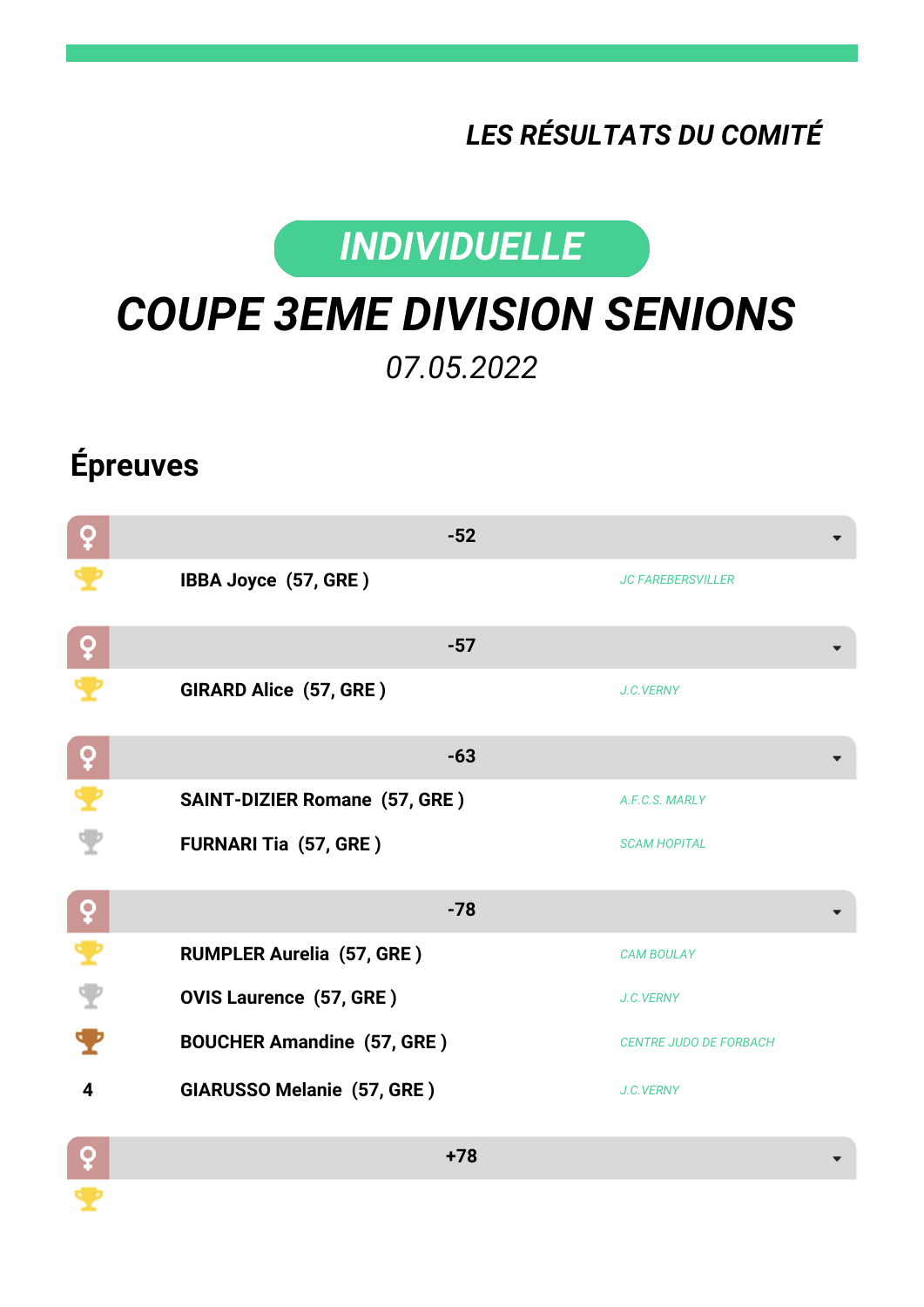*LES RÉSULTATS DU COMITÉ*

**INDIVIDUELLE**

# COUPE 3EME DIVISION SENIONS

*07.05.2022*

## Épreuves

### ♀ -52

| Place | Nom | Club |
|---|---|---|
| 🏆 | **IBBA Joyce (57, GRE )** | *JC FAREBERSVILLER* |

### ♀ -57

| Place | Nom | Club |
|---|---|---|
| 🏆 | **GIRARD Alice (57, GRE )** | *J.C.VERNY* |

### ♀ -63

| Place | Nom | Club |
|---|---|---|
| 🏆 | **SAINT-DIZIER Romane (57, GRE )** | *A.F.C.S. MARLY* |
| 🏆 | **FURNARI Tia (57, GRE )** | *SCAM HOPITAL* |

### ♀ -78

| Place | Nom | Club |
|---|---|---|
| 🏆 | **RUMPLER Aurelia (57, GRE )** | *CAM BOULAY* |
| 🏆 | **OVIS Laurence (57, GRE )** | *J.C.VERNY* |
| 🏆 | **BOUCHER Amandine (57, GRE )** | *CENTRE JUDO DE FORBACH* |
| 4 | **GIARUSSO Melanie (57, GRE )** | *J.C.VERNY* |

### ♀ +78

| Place | Nom | Club |
|---|---|---|
| 🏆 | | |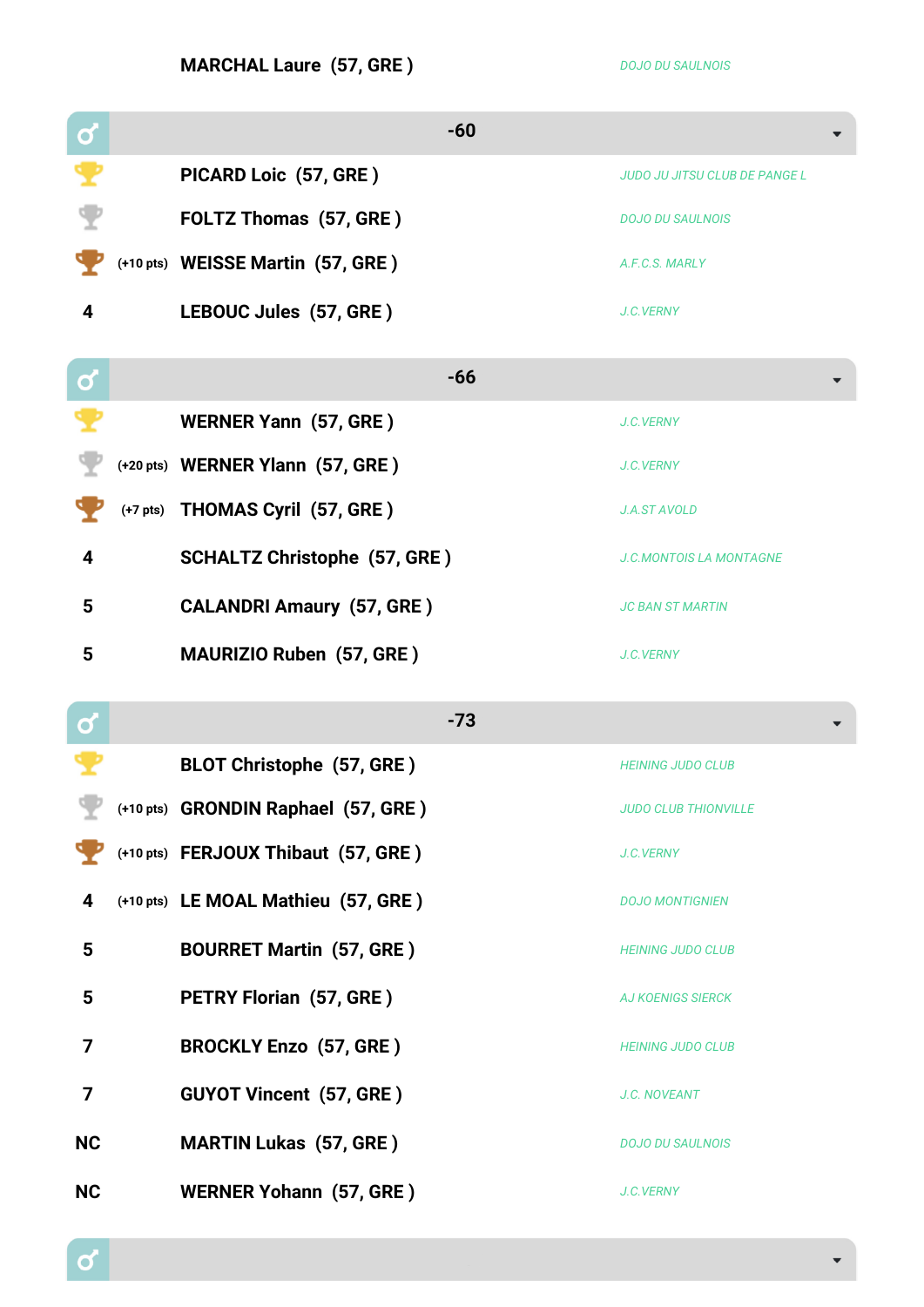| | | | |
|---|---|---|---|
| | | MARCHAL Laure (57, GRE ) | DOJO DU SAULNOIS |

## ♂ -60

| Place | Pts | Nom | Club |
|---|---|---|---|
| 1 | | PICARD Loic (57, GRE ) | JUDO JU JITSU CLUB DE PANGE L |
| 2 | | FOLTZ Thomas (57, GRE ) | DOJO DU SAULNOIS |
| 3 | (+10 pts) | WEISSE Martin (57, GRE ) | A.F.C.S. MARLY |
| 4 | | LEBOUC Jules (57, GRE ) | J.C.VERNY |

## ♂ -66

| Place | Pts | Nom | Club |
|---|---|---|---|
| 1 | | WERNER Yann (57, GRE ) | J.C.VERNY |
| 2 | (+20 pts) | WERNER Ylann (57, GRE ) | J.C.VERNY |
| 3 | (+7 pts) | THOMAS Cyril (57, GRE ) | J.A.ST AVOLD |
| 4 | | SCHALTZ Christophe (57, GRE ) | J.C.MONTOIS LA MONTAGNE |
| 5 | | CALANDRI Amaury (57, GRE ) | JC BAN ST MARTIN |
| 5 | | MAURIZIO Ruben (57, GRE ) | J.C.VERNY |

## ♂ -73

| Place | Pts | Nom | Club |
|---|---|---|---|
| 1 | | BLOT Christophe (57, GRE ) | HEINING JUDO CLUB |
| 2 | (+10 pts) | GRONDIN Raphael (57, GRE ) | JUDO CLUB THIONVILLE |
| 3 | (+10 pts) | FERJOUX Thibaut (57, GRE ) | J.C.VERNY |
| 4 | (+10 pts) | LE MOAL Mathieu (57, GRE ) | DOJO MONTIGNIEN |
| 5 | | BOURRET Martin (57, GRE ) | HEINING JUDO CLUB |
| 5 | | PETRY Florian (57, GRE ) | AJ KOENIGS SIERCK |
| 7 | | BROCKLY Enzo (57, GRE ) | HEINING JUDO CLUB |
| 7 | | GUYOT Vincent (57, GRE ) | J.C. NOVEANT |
| NC | | MARTIN Lukas (57, GRE ) | DOJO DU SAULNOIS |
| NC | | WERNER Yohann (57, GRE ) | J.C.VERNY |

## ♂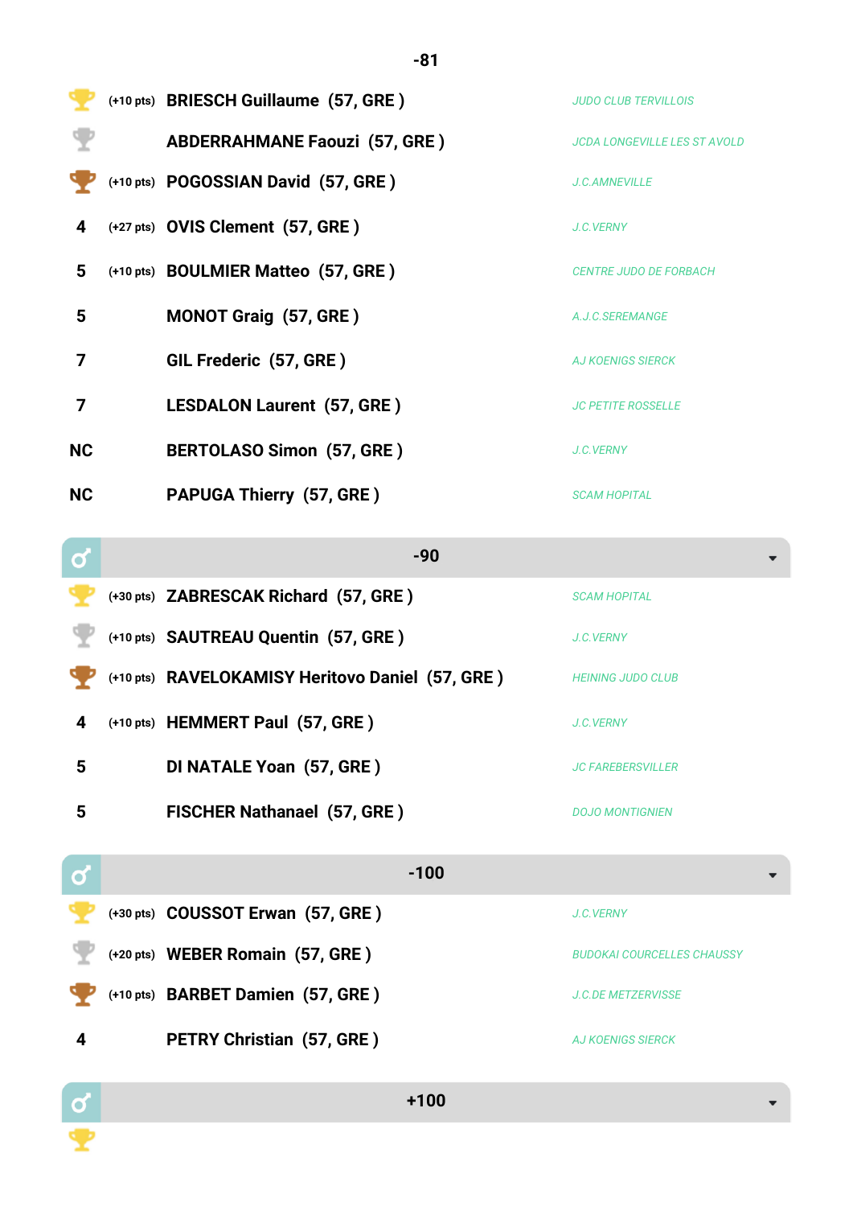## -81

| | | | |
|---|---|---|---|
| 1 | (+10 pts) | **BRIESCH Guillaume (57, GRE )** | *JUDO CLUB TERVILLOIS* |
| 2 | | **ABDERRAHMANE Faouzi (57, GRE )** | *JCDA LONGEVILLE LES ST AVOLD* |
| 3 | (+10 pts) | **POGOSSIAN David (57, GRE )** | *J.C.AMNEVILLE* |
| 4 | (+27 pts) | **OVIS Clement (57, GRE )** | *J.C.VERNY* |
| 5 | (+10 pts) | **BOULMIER Matteo (57, GRE )** | *CENTRE JUDO DE FORBACH* |
| 5 | | **MONOT Graig (57, GRE )** | *A.J.C.SEREMANGE* |
| 7 | | **GIL Frederic (57, GRE )** | *AJ KOENIGS SIERCK* |
| 7 | | **LESDALON Laurent (57, GRE )** | *JC PETITE ROSSELLE* |
| NC | | **BERTOLASO Simon (57, GRE )** | *J.C.VERNY* |
| NC | | **PAPUGA Thierry (57, GRE )** | *SCAM HOPITAL* |

## -90

| | | | |
|---|---|---|---|
| 1 | (+30 pts) | **ZABRESCAK Richard (57, GRE )** | *SCAM HOPITAL* |
| 2 | (+10 pts) | **SAUTREAU Quentin (57, GRE )** | *J.C.VERNY* |
| 3 | (+10 pts) | **RAVELOKAMISY Heritovo Daniel (57, GRE )** | *HEINING JUDO CLUB* |
| 4 | (+10 pts) | **HEMMERT Paul (57, GRE )** | *J.C.VERNY* |
| 5 | | **DI NATALE Yoan (57, GRE )** | *JC FAREBERSVILLER* |
| 5 | | **FISCHER Nathanael (57, GRE )** | *DOJO MONTIGNIEN* |

## -100

| | | | |
|---|---|---|---|
| 1 | (+30 pts) | **COUSSOT Erwan (57, GRE )** | *J.C.VERNY* |
| 2 | (+20 pts) | **WEBER Romain (57, GRE )** | *BUDOKAI COURCELLES CHAUSSY* |
| 3 | (+10 pts) | **BARBET Damien (57, GRE )** | *J.C.DE METZERVISSE* |
| 4 | | **PETRY Christian (57, GRE )** | *AJ KOENIGS SIERCK* |

## +100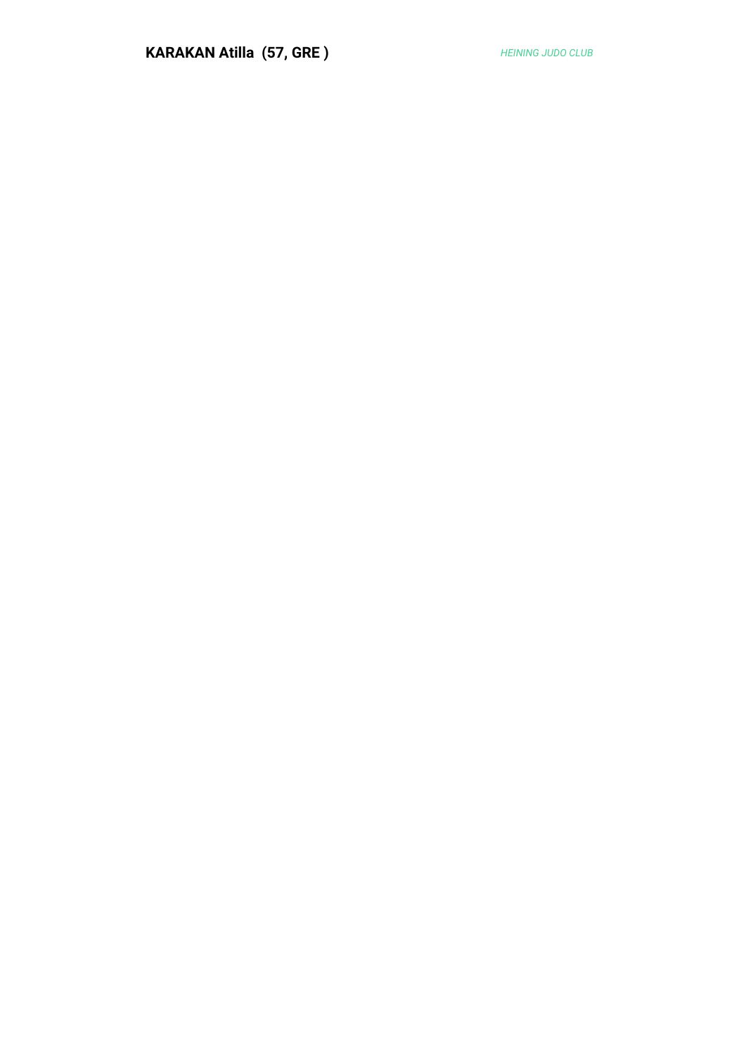**KARAKAN Atilla (57, GRE )** *HEINING JUDO CLUB*